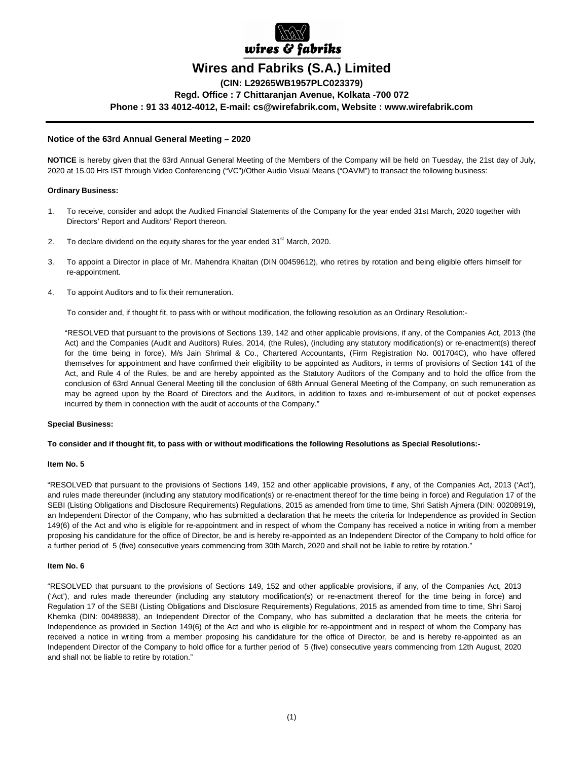# Wires and Fabriks (S.A.) Limited

**(CIN: L29265WB1957PLC023379)**

**Regd. Office : 7 Chittaranjan Avenue, Kolkata -700 072**

**Phone : 91 33 4012-4012, E-mail: cs@wirefabrik.com, Website : www.wirefabrik.com**

## Notice of the 63rd Annual General Meeting – 2020

**NOTICE** is hereby given that the 63rd Annual General Meeting of the Members of the Company will be held on Tuesday, the 21st day of July, 2020 at 15.00 Hrs IST through Video Conferencing ("VC")/Other Audio Visual Means ("OAVM") to transact the following business:

**Ordinary Business:**

1. To receive, consider and adopt the Audited Financial Statements of the Company for the year ended 31st March, 2020 together with Directors' Report and Auditors' Report thereon.

2. To declare dividend on the equity shares for the year ended 31st March, 2020.

3. To appoint a Director in place of Mr. Mahendra Khaitan (DIN 00459612), who retires by rotation and being eligible offers himself for re-appointment.

4. To appoint Auditors and to fix their remuneration.

   To consider and, if thought fit, to pass with or without modification, the following resolution as an Ordinary Resolution:-

   "RESOLVED that pursuant to the provisions of Sections 139, 142 and other applicable provisions, if any, of the Companies Act, 2013 (the Act) and the Companies (Audit and Auditors) Rules, 2014, (the Rules), (including any statutory modification(s) or re-enactment(s) thereof for the time being in force), M/s Jain Shrimal & Co., Chartered Accountants, (Firm Registration No. 001704C), who have offered themselves for appointment and have confirmed their eligibility to be appointed as Auditors, in terms of provisions of Section 141 of the Act, and Rule 4 of the Rules, be and are hereby appointed as the Statutory Auditors of the Company and to hold the office from the conclusion of 63rd Annual General Meeting till the conclusion of 68th Annual General Meeting of the Company, on such remuneration as may be agreed upon by the Board of Directors and the Auditors, in addition to taxes and re-imbursement of out of pocket expenses incurred by them in connection with the audit of accounts of the Company."

**Special Business:**

**To consider and if thought fit, to pass with or without modifications the following Resolutions as Special Resolutions:-**

**Item No. 5**

"RESOLVED that pursuant to the provisions of Sections 149, 152 and other applicable provisions, if any, of the Companies Act, 2013 ('Act'), and rules made thereunder (including any statutory modification(s) or re-enactment thereof for the time being in force) and Regulation 17 of the SEBI (Listing Obligations and Disclosure Requirements) Regulations, 2015 as amended from time to time, Shri Satish Ajmera (DIN: 00208919), an Independent Director of the Company, who has submitted a declaration that he meets the criteria for Independence as provided in Section 149(6) of the Act and who is eligible for re-appointment and in respect of whom the Company has received a notice in writing from a member proposing his candidature for the office of Director, be and is hereby re-appointed as an Independent Director of the Company to hold office for a further period of 5 (five) consecutive years commencing from 30th March, 2020 and shall not be liable to retire by rotation."

**Item No. 6**

"RESOLVED that pursuant to the provisions of Sections 149, 152 and other applicable provisions, if any, of the Companies Act, 2013 ('Act'), and rules made thereunder (including any statutory modification(s) or re-enactment thereof for the time being in force) and Regulation 17 of the SEBI (Listing Obligations and Disclosure Requirements) Regulations, 2015 as amended from time to time, Shri Saroj Khemka (DIN: 00489838), an Independent Director of the Company, who has submitted a declaration that he meets the criteria for Independence as provided in Section 149(6) of the Act and who is eligible for re-appointment and in respect of whom the Company has received a notice in writing from a member proposing his candidature for the office of Director, be and is hereby re-appointed as an Independent Director of the Company to hold office for a further period of 5 (five) consecutive years commencing from 12th August, 2020 and shall not be liable to retire by rotation."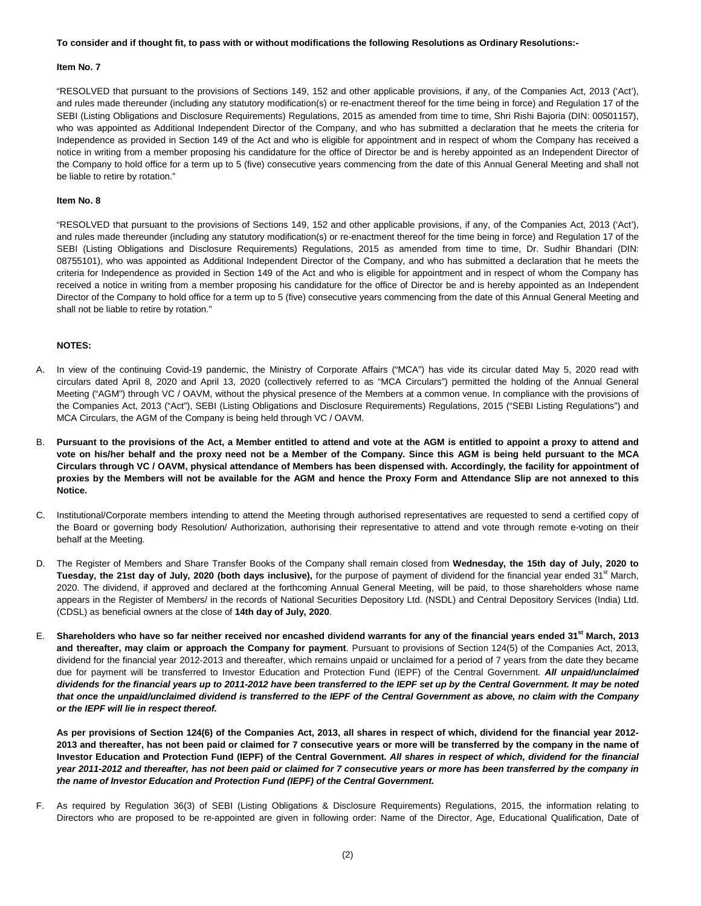**To consider and if thought fit, to pass with or without modifications the following Resolutions as Ordinary Resolutions:-**

**Item No. 7**

"RESOLVED that pursuant to the provisions of Sections 149, 152 and other applicable provisions, if any, of the Companies Act, 2013 ('Act'), and rules made thereunder (including any statutory modification(s) or re-enactment thereof for the time being in force) and Regulation 17 of the SEBI (Listing Obligations and Disclosure Requirements) Regulations, 2015 as amended from time to time, Shri Rishi Bajoria (DIN: 00501157), who was appointed as Additional Independent Director of the Company, and who has submitted a declaration that he meets the criteria for Independence as provided in Section 149 of the Act and who is eligible for appointment and in respect of whom the Company has received a notice in writing from a member proposing his candidature for the office of Director be and is hereby appointed as an Independent Director of the Company to hold office for a term up to 5 (five) consecutive years commencing from the date of this Annual General Meeting and shall not be liable to retire by rotation."

**Item No. 8**

"RESOLVED that pursuant to the provisions of Sections 149, 152 and other applicable provisions, if any, of the Companies Act, 2013 ('Act'), and rules made thereunder (including any statutory modification(s) or re-enactment thereof for the time being in force) and Regulation 17 of the SEBI (Listing Obligations and Disclosure Requirements) Regulations, 2015 as amended from time to time, Dr. Sudhir Bhandari (DIN: 08755101), who was appointed as Additional Independent Director of the Company, and who has submitted a declaration that he meets the criteria for Independence as provided in Section 149 of the Act and who is eligible for appointment and in respect of whom the Company has received a notice in writing from a member proposing his candidature for the office of Director be and is hereby appointed as an Independent Director of the Company to hold office for a term up to 5 (five) consecutive years commencing from the date of this Annual General Meeting and shall not be liable to retire by rotation."

**NOTES:**

A. In view of the continuing Covid-19 pandemic, the Ministry of Corporate Affairs ("MCA") has vide its circular dated May 5, 2020 read with circulars dated April 8, 2020 and April 13, 2020 (collectively referred to as "MCA Circulars") permitted the holding of the Annual General Meeting ("AGM") through VC / OAVM, without the physical presence of the Members at a common venue. In compliance with the provisions of the Companies Act, 2013 ("Act"), SEBI (Listing Obligations and Disclosure Requirements) Regulations, 2015 ("SEBI Listing Regulations") and MCA Circulars, the AGM of the Company is being held through VC / OAVM.

B. **Pursuant to the provisions of the Act, a Member entitled to attend and vote at the AGM is entitled to appoint a proxy to attend and vote on his/her behalf and the proxy need not be a Member of the Company. Since this AGM is being held pursuant to the MCA Circulars through VC / OAVM, physical attendance of Members has been dispensed with. Accordingly, the facility for appointment of proxies by the Members will not be available for the AGM and hence the Proxy Form and Attendance Slip are not annexed to this Notice.**

C. Institutional/Corporate members intending to attend the Meeting through authorised representatives are requested to send a certified copy of the Board or governing body Resolution/ Authorization, authorising their representative to attend and vote through remote e-voting on their behalf at the Meeting.

D. The Register of Members and Share Transfer Books of the Company shall remain closed from **Wednesday, the 15th day of July, 2020 to Tuesday, the 21st day of July, 2020 (both days inclusive),** for the purpose of payment of dividend for the financial year ended 31st March, 2020. The dividend, if approved and declared at the forthcoming Annual General Meeting, will be paid, to those shareholders whose name appears in the Register of Members/ in the records of National Securities Depository Ltd. (NSDL) and Central Depository Services (India) Ltd. (CDSL) as beneficial owners at the close of **14th day of July, 2020**.

E. **Shareholders who have so far neither received nor encashed dividend warrants for any of the financial years ended 31st March, 2013 and thereafter, may claim or approach the Company for payment**. Pursuant to provisions of Section 124(5) of the Companies Act, 2013, dividend for the financial year 2012-2013 and thereafter, which remains unpaid or unclaimed for a period of 7 years from the date they became due for payment will be transferred to Investor Education and Protection Fund (IEPF) of the Central Government. ***All unpaid/unclaimed dividends for the financial years up to 2011-2012 have been transferred to the IEPF set up by the Central Government. It may be noted that once the unpaid/unclaimed dividend is transferred to the IEPF of the Central Government as above, no claim with the Company or the IEPF will lie in respect thereof.***

   **As per provisions of Section 124(6) of the Companies Act, 2013, all shares in respect of which, dividend for the financial year 2012-2013 and thereafter, has not been paid or claimed for 7 consecutive years or more will be transferred by the company in the name of Investor Education and Protection Fund (IEPF) of the Central Government.** ***All shares in respect of which, dividend for the financial year 2011-2012 and thereafter, has not been paid or claimed for 7 consecutive years or more has been transferred by the company in the name of Investor Education and Protection Fund (IEPF) of the Central Government.***

F. As required by Regulation 36(3) of SEBI (Listing Obligations & Disclosure Requirements) Regulations, 2015, the information relating to Directors who are proposed to be re-appointed are given in following order: Name of the Director, Age, Educational Qualification, Date of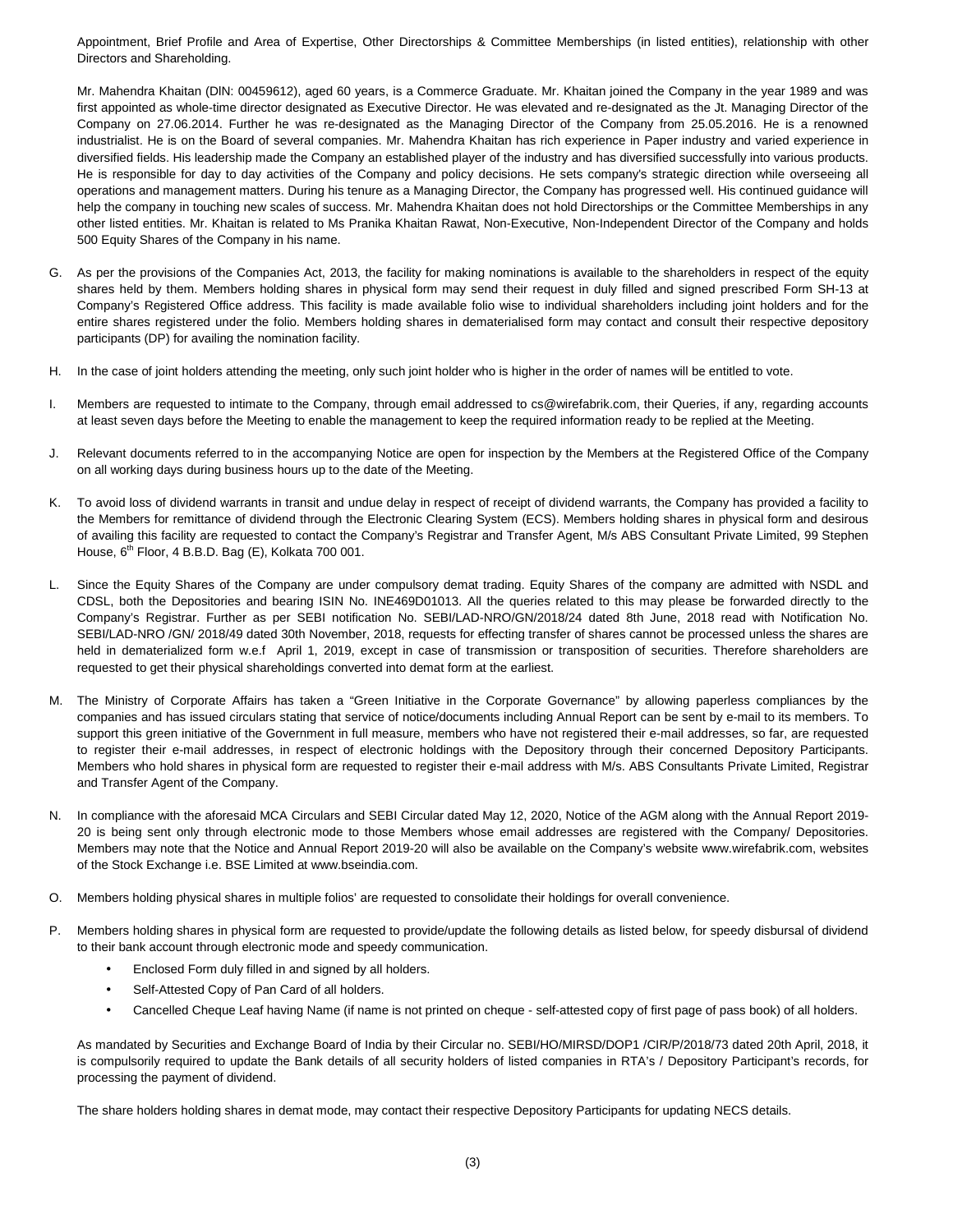Appointment, Brief Profile and Area of Expertise, Other Directorships & Committee Memberships (in listed entities), relationship with other Directors and Shareholding.

Mr. Mahendra Khaitan (DIN: 00459612), aged 60 years, is a Commerce Graduate. Mr. Khaitan joined the Company in the year 1989 and was first appointed as whole-time director designated as Executive Director. He was elevated and re-designated as the Jt. Managing Director of the Company on 27.06.2014. Further he was re-designated as the Managing Director of the Company from 25.05.2016. He is a renowned industrialist. He is on the Board of several companies. Mr. Mahendra Khaitan has rich experience in Paper industry and varied experience in diversified fields. His leadership made the Company an established player of the industry and has diversified successfully into various products. He is responsible for day to day activities of the Company and policy decisions. He sets company's strategic direction while overseeing all operations and management matters. During his tenure as a Managing Director, the Company has progressed well. His continued guidance will help the company in touching new scales of success. Mr. Mahendra Khaitan does not hold Directorships or the Committee Memberships in any other listed entities. Mr. Khaitan is related to Ms Pranika Khaitan Rawat, Non-Executive, Non-Independent Director of the Company and holds 500 Equity Shares of the Company in his name.

G. As per the provisions of the Companies Act, 2013, the facility for making nominations is available to the shareholders in respect of the equity shares held by them. Members holding shares in physical form may send their request in duly filled and signed prescribed Form SH-13 at Company's Registered Office address. This facility is made available folio wise to individual shareholders including joint holders and for the entire shares registered under the folio. Members holding shares in dematerialised form may contact and consult their respective depository participants (DP) for availing the nomination facility.

H. In the case of joint holders attending the meeting, only such joint holder who is higher in the order of names will be entitled to vote.

I. Members are requested to intimate to the Company, through email addressed to cs@wirefabrik.com, their Queries, if any, regarding accounts at least seven days before the Meeting to enable the management to keep the required information ready to be replied at the Meeting.

J. Relevant documents referred to in the accompanying Notice are open for inspection by the Members at the Registered Office of the Company on all working days during business hours up to the date of the Meeting.

K. To avoid loss of dividend warrants in transit and undue delay in respect of receipt of dividend warrants, the Company has provided a facility to the Members for remittance of dividend through the Electronic Clearing System (ECS). Members holding shares in physical form and desirous of availing this facility are requested to contact the Company's Registrar and Transfer Agent, M/s ABS Consultant Private Limited, 99 Stephen House, 6th Floor, 4 B.B.D. Bag (E), Kolkata 700 001.

L. Since the Equity Shares of the Company are under compulsory demat trading. Equity Shares of the company are admitted with NSDL and CDSL, both the Depositories and bearing ISIN No. INE469D01013. All the queries related to this may please be forwarded directly to the Company's Registrar. Further as per SEBI notification No. SEBI/LAD-NRO/GN/2018/24 dated 8th June, 2018 read with Notification No. SEBI/LAD-NRO /GN/ 2018/49 dated 30th November, 2018, requests for effecting transfer of shares cannot be processed unless the shares are held in dematerialized form w.e.f April 1, 2019, except in case of transmission or transposition of securities. Therefore shareholders are requested to get their physical shareholdings converted into demat form at the earliest.

M. The Ministry of Corporate Affairs has taken a "Green Initiative in the Corporate Governance" by allowing paperless compliances by the companies and has issued circulars stating that service of notice/documents including Annual Report can be sent by e-mail to its members. To support this green initiative of the Government in full measure, members who have not registered their e-mail addresses, so far, are requested to register their e-mail addresses, in respect of electronic holdings with the Depository through their concerned Depository Participants. Members who hold shares in physical form are requested to register their e-mail address with M/s. ABS Consultants Private Limited, Registrar and Transfer Agent of the Company.

N. In compliance with the aforesaid MCA Circulars and SEBI Circular dated May 12, 2020, Notice of the AGM along with the Annual Report 2019-20 is being sent only through electronic mode to those Members whose email addresses are registered with the Company/ Depositories. Members may note that the Notice and Annual Report 2019-20 will also be available on the Company's website www.wirefabrik.com, websites of the Stock Exchange i.e. BSE Limited at www.bseindia.com.

O. Members holding physical shares in multiple folios' are requested to consolidate their holdings for overall convenience.

P. Members holding shares in physical form are requested to provide/update the following details as listed below, for speedy disbursal of dividend to their bank account through electronic mode and speedy communication.

- Enclosed Form duly filled in and signed by all holders.
- Self-Attested Copy of Pan Card of all holders.
- Cancelled Cheque Leaf having Name (if name is not printed on cheque - self-attested copy of first page of pass book) of all holders.

As mandated by Securities and Exchange Board of India by their Circular no. SEBI/HO/MIRSD/DOP1 /CIR/P/2018/73 dated 20th April, 2018, it is compulsorily required to update the Bank details of all security holders of listed companies in RTA's / Depository Participant's records, for processing the payment of dividend.

The share holders holding shares in demat mode, may contact their respective Depository Participants for updating NECS details.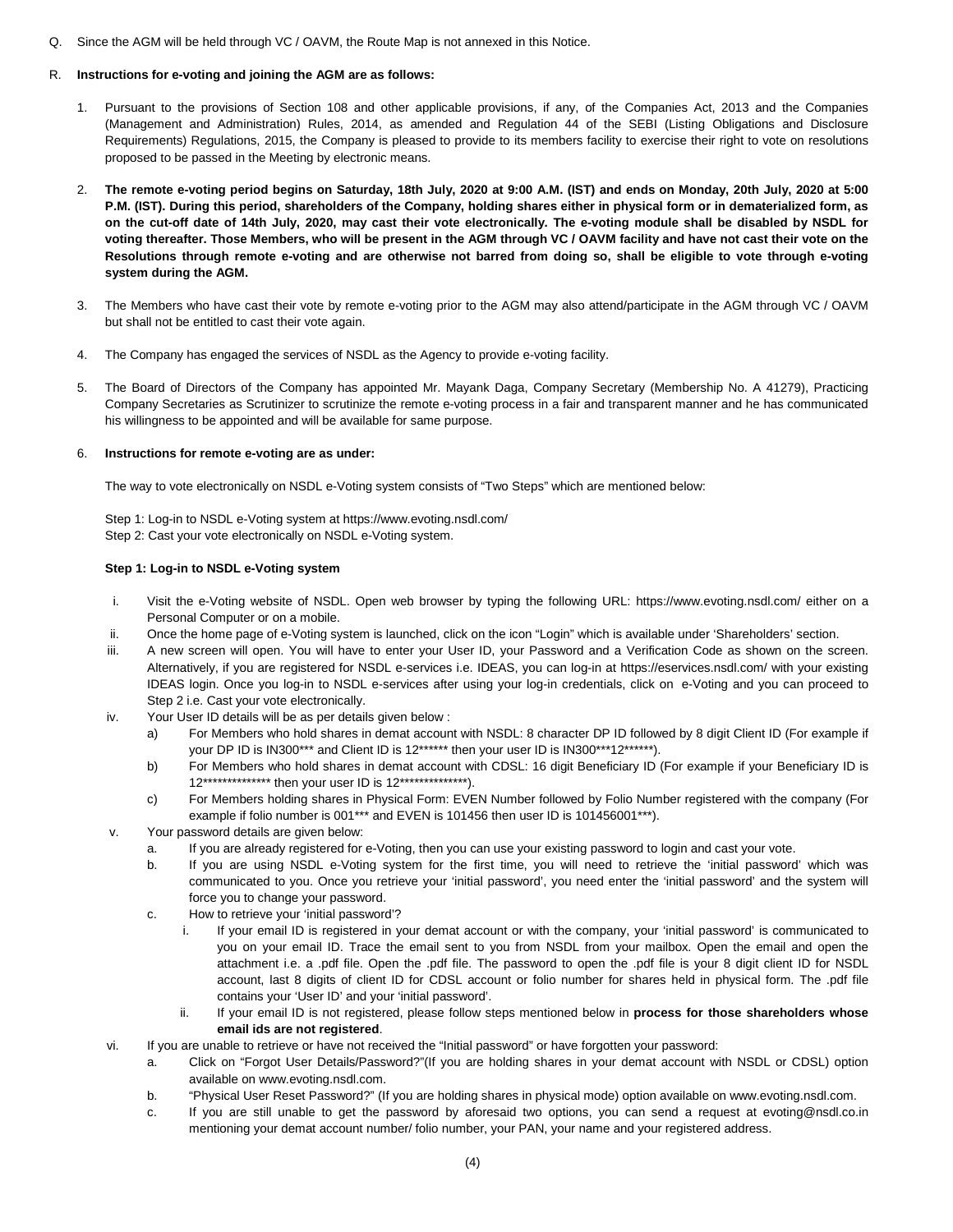Q. Since the AGM will be held through VC / OAVM, the Route Map is not annexed in this Notice.

R. **Instructions for e-voting and joining the AGM are as follows:**

1. Pursuant to the provisions of Section 108 and other applicable provisions, if any, of the Companies Act, 2013 and the Companies (Management and Administration) Rules, 2014, as amended and Regulation 44 of the SEBI (Listing Obligations and Disclosure Requirements) Regulations, 2015, the Company is pleased to provide to its members facility to exercise their right to vote on resolutions proposed to be passed in the Meeting by electronic means.

2. **The remote e-voting period begins on Saturday, 18th July, 2020 at 9:00 A.M. (IST) and ends on Monday, 20th July, 2020 at 5:00 P.M. (IST). During this period, shareholders of the Company, holding shares either in physical form or in dematerialized form, as on the cut-off date of 14th July, 2020, may cast their vote electronically. The e-voting module shall be disabled by NSDL for voting thereafter. Those Members, who will be present in the AGM through VC / OAVM facility and have not cast their vote on the Resolutions through remote e-voting and are otherwise not barred from doing so, shall be eligible to vote through e-voting system during the AGM.**

3. The Members who have cast their vote by remote e-voting prior to the AGM may also attend/participate in the AGM through VC / OAVM but shall not be entitled to cast their vote again.

4. The Company has engaged the services of NSDL as the Agency to provide e-voting facility.

5. The Board of Directors of the Company has appointed Mr. Mayank Daga, Company Secretary (Membership No. A 41279), Practicing Company Secretaries as Scrutinizer to scrutinize the remote e-voting process in a fair and transparent manner and he has communicated his willingness to be appointed and will be available for same purpose.

6. **Instructions for remote e-voting are as under:**

   The way to vote electronically on NSDL e-Voting system consists of "Two Steps" which are mentioned below:

   Step 1: Log-in to NSDL e-Voting system at https://www.evoting.nsdl.com/
   Step 2: Cast your vote electronically on NSDL e-Voting system.

   **Step 1: Log-in to NSDL e-Voting system**

   i. Visit the e-Voting website of NSDL. Open web browser by typing the following URL: https://www.evoting.nsdl.com/ either on a Personal Computer or on a mobile.
   ii. Once the home page of e-Voting system is launched, click on the icon "Login" which is available under 'Shareholders' section.
   iii. A new screen will open. You will have to enter your User ID, your Password and a Verification Code as shown on the screen. Alternatively, if you are registered for NSDL e-services i.e. IDEAS, you can log-in at https://eservices.nsdl.com/ with your existing IDEAS login. Once you log-in to NSDL e-services after using your log-in credentials, click on e-Voting and you can proceed to Step 2 i.e. Cast your vote electronically.
   iv. Your User ID details will be as per details given below :
      a) For Members who hold shares in demat account with NSDL: 8 character DP ID followed by 8 digit Client ID (For example if your DP ID is IN300*** and Client ID is 12****** then your user ID is IN300***12******).
      b) For Members who hold shares in demat account with CDSL: 16 digit Beneficiary ID (For example if your Beneficiary ID is 12************** then your user ID is 12**************).
      c) For Members holding shares in Physical Form: EVEN Number followed by Folio Number registered with the company (For example if folio number is 001*** and EVEN is 101456 then user ID is 101456001***).
   v. Your password details are given below:
      a. If you are already registered for e-Voting, then you can use your existing password to login and cast your vote.
      b. If you are using NSDL e-Voting system for the first time, you will need to retrieve the 'initial password' which was communicated to you. Once you retrieve your 'initial password', you need enter the 'initial password' and the system will force you to change your password.
      c. How to retrieve your 'initial password'?
         i. If your email ID is registered in your demat account or with the company, your 'initial password' is communicated to you on your email ID. Trace the email sent to you from NSDL from your mailbox. Open the email and open the attachment i.e. a .pdf file. Open the .pdf file. The password to open the .pdf file is your 8 digit client ID for NSDL account, last 8 digits of client ID for CDSL account or folio number for shares held in physical form. The .pdf file contains your 'User ID' and your 'initial password'.
         ii. If your email ID is not registered, please follow steps mentioned below in **process for those shareholders whose email ids are not registered**.
   vi. If you are unable to retrieve or have not received the "Initial password" or have forgotten your password:
      a. Click on "Forgot User Details/Password?"(If you are holding shares in your demat account with NSDL or CDSL) option available on www.evoting.nsdl.com.
      b. "Physical User Reset Password?" (If you are holding shares in physical mode) option available on www.evoting.nsdl.com.
      c. If you are still unable to get the password by aforesaid two options, you can send a request at evoting@nsdl.co.in mentioning your demat account number/ folio number, your PAN, your name and your registered address.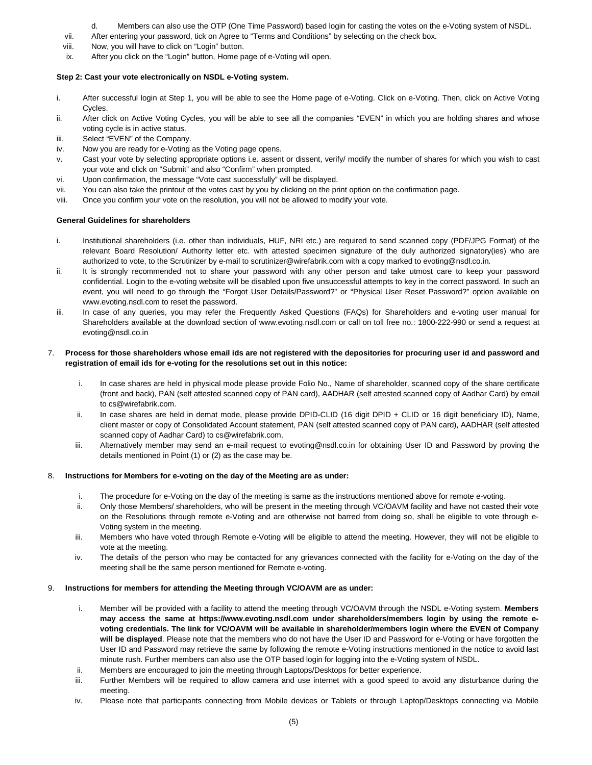d. Members can also use the OTP (One Time Password) based login for casting the votes on the e-Voting system of NSDL.

vii. After entering your password, tick on Agree to "Terms and Conditions" by selecting on the check box.

viii. Now, you will have to click on "Login" button.

ix. After you click on the "Login" button, Home page of e-Voting will open.

**Step 2: Cast your vote electronically on NSDL e-Voting system.**

i. After successful login at Step 1, you will be able to see the Home page of e-Voting. Click on e-Voting. Then, click on Active Voting Cycles.

ii. After click on Active Voting Cycles, you will be able to see all the companies "EVEN" in which you are holding shares and whose voting cycle is in active status.

iii. Select "EVEN" of the Company.

iv. Now you are ready for e-Voting as the Voting page opens.

v. Cast your vote by selecting appropriate options i.e. assent or dissent, verify/ modify the number of shares for which you wish to cast your vote and click on "Submit" and also "Confirm" when prompted.

vi. Upon confirmation, the message "Vote cast successfully" will be displayed.

vii. You can also take the printout of the votes cast by you by clicking on the print option on the confirmation page.

viii. Once you confirm your vote on the resolution, you will not be allowed to modify your vote.

**General Guidelines for shareholders**

i. Institutional shareholders (i.e. other than individuals, HUF, NRI etc.) are required to send scanned copy (PDF/JPG Format) of the relevant Board Resolution/ Authority letter etc. with attested specimen signature of the duly authorized signatory(ies) who are authorized to vote, to the Scrutinizer by e-mail to scrutinizer@wirefabrik.com with a copy marked to evoting@nsdl.co.in.

ii. It is strongly recommended not to share your password with any other person and take utmost care to keep your password confidential. Login to the e-voting website will be disabled upon five unsuccessful attempts to key in the correct password. In such an event, you will need to go through the "Forgot User Details/Password?" or "Physical User Reset Password?" option available on www.evoting.nsdl.com to reset the password.

iii. In case of any queries, you may refer the Frequently Asked Questions (FAQs) for Shareholders and e-voting user manual for Shareholders available at the download section of www.evoting.nsdl.com or call on toll free no.: 1800-222-990 or send a request at evoting@nsdl.co.in

7. **Process for those shareholders whose email ids are not registered with the depositories for procuring user id and password and registration of email ids for e-voting for the resolutions set out in this notice:**

   i. In case shares are held in physical mode please provide Folio No., Name of shareholder, scanned copy of the share certificate (front and back), PAN (self attested scanned copy of PAN card), AADHAR (self attested scanned copy of Aadhar Card) by email to cs@wirefabrik.com.

   ii. In case shares are held in demat mode, please provide DPID-CLID (16 digit DPID + CLID or 16 digit beneficiary ID), Name, client master or copy of Consolidated Account statement, PAN (self attested scanned copy of PAN card), AADHAR (self attested scanned copy of Aadhar Card) to cs@wirefabrik.com.

   iii. Alternatively member may send an e-mail request to evoting@nsdl.co.in for obtaining User ID and Password by proving the details mentioned in Point (1) or (2) as the case may be.

8. **Instructions for Members for e-voting on the day of the Meeting are as under:**

   i. The procedure for e-Voting on the day of the meeting is same as the instructions mentioned above for remote e-voting.

   ii. Only those Members/ shareholders, who will be present in the meeting through VC/OAVM facility and have not casted their vote on the Resolutions through remote e-Voting and are otherwise not barred from doing so, shall be eligible to vote through e-Voting system in the meeting.

   iii. Members who have voted through Remote e-Voting will be eligible to attend the meeting. However, they will not be eligible to vote at the meeting.

   iv. The details of the person who may be contacted for any grievances connected with the facility for e-Voting on the day of the meeting shall be the same person mentioned for Remote e-voting.

9. **Instructions for members for attending the Meeting through VC/OAVM are as under:**

   i. Member will be provided with a facility to attend the meeting through VC/OAVM through the NSDL e-Voting system. **Members may access the same at https://www.evoting.nsdl.com under shareholders/members login by using the remote e-voting credentials. The link for VC/OAVM will be available in shareholder/members login where the EVEN of Company will be displayed**. Please note that the members who do not have the User ID and Password for e-Voting or have forgotten the User ID and Password may retrieve the same by following the remote e-Voting instructions mentioned in the notice to avoid last minute rush. Further members can also use the OTP based login for logging into the e-Voting system of NSDL.

   ii. Members are encouraged to join the meeting through Laptops/Desktops for better experience.

   iii. Further Members will be required to allow camera and use internet with a good speed to avoid any disturbance during the meeting.

   iv. Please note that participants connecting from Mobile devices or Tablets or through Laptop/Desktops connecting via Mobile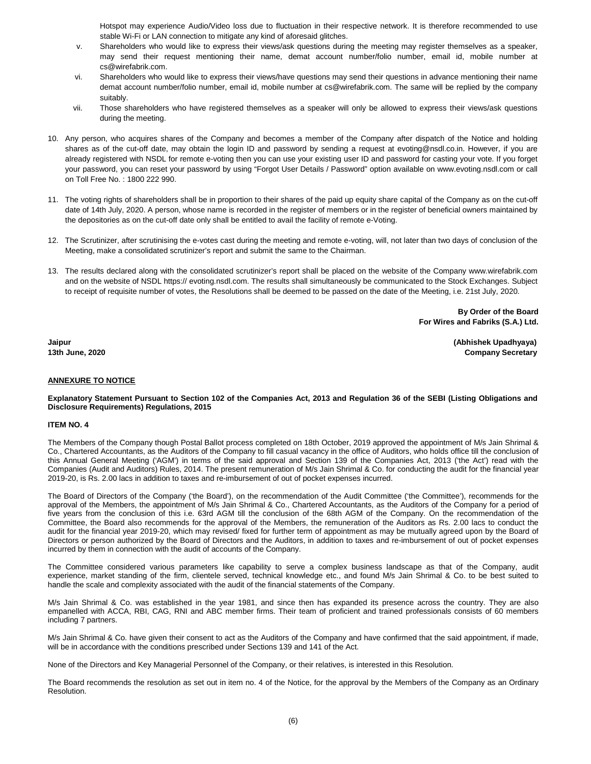Hotspot may experience Audio/Video loss due to fluctuation in their respective network. It is therefore recommended to use stable Wi-Fi or LAN connection to mitigate any kind of aforesaid glitches.

v. Shareholders who would like to express their views/ask questions during the meeting may register themselves as a speaker, may send their request mentioning their name, demat account number/folio number, email id, mobile number at cs@wirefabrik.com.

vi. Shareholders who would like to express their views/have questions may send their questions in advance mentioning their name demat account number/folio number, email id, mobile number at cs@wirefabrik.com. The same will be replied by the company suitably.

vii. Those shareholders who have registered themselves as a speaker will only be allowed to express their views/ask questions during the meeting.

10. Any person, who acquires shares of the Company and becomes a member of the Company after dispatch of the Notice and holding shares as of the cut-off date, may obtain the login ID and password by sending a request at evoting@nsdl.co.in. However, if you are already registered with NSDL for remote e-voting then you can use your existing user ID and password for casting your vote. If you forget your password, you can reset your password by using "Forgot User Details / Password" option available on www.evoting.nsdl.com or call on Toll Free No. : 1800 222 990.

11. The voting rights of shareholders shall be in proportion to their shares of the paid up equity share capital of the Company as on the cut-off date of 14th July, 2020. A person, whose name is recorded in the register of members or in the register of beneficial owners maintained by the depositories as on the cut-off date only shall be entitled to avail the facility of remote e-Voting.

12. The Scrutinizer, after scrutinising the e-votes cast during the meeting and remote e-voting, will, not later than two days of conclusion of the Meeting, make a consolidated scrutinizer's report and submit the same to the Chairman.

13. The results declared along with the consolidated scrutinizer's report shall be placed on the website of the Company www.wirefabrik.com and on the website of NSDL https:// evoting.nsdl.com. The results shall simultaneously be communicated to the Stock Exchanges. Subject to receipt of requisite number of votes, the Resolutions shall be deemed to be passed on the date of the Meeting, i.e. 21st July, 2020.

**By Order of the Board**
**For Wires and Fabriks (S.A.) Ltd.**

**Jaipur** **(Abhishek Upadhyaya)**
**13th June, 2020** **Company Secretary**

## ANNEXURE TO NOTICE

**Explanatory Statement Pursuant to Section 102 of the Companies Act, 2013 and Regulation 36 of the SEBI (Listing Obligations and Disclosure Requirements) Regulations, 2015**

### ITEM NO. 4

The Members of the Company though Postal Ballot process completed on 18th October, 2019 approved the appointment of M/s Jain Shrimal & Co., Chartered Accountants, as the Auditors of the Company to fill casual vacancy in the office of Auditors, who holds office till the conclusion of this Annual General Meeting ('AGM') in terms of the said approval and Section 139 of the Companies Act, 2013 ('the Act') read with the Companies (Audit and Auditors) Rules, 2014. The present remuneration of M/s Jain Shrimal & Co. for conducting the audit for the financial year 2019-20, is Rs. 2.00 lacs in addition to taxes and re-imbursement of out of pocket expenses incurred.

The Board of Directors of the Company ('the Board'), on the recommendation of the Audit Committee ('the Committee'), recommends for the approval of the Members, the appointment of M/s Jain Shrimal & Co., Chartered Accountants, as the Auditors of the Company for a period of five years from the conclusion of this i.e. 63rd AGM till the conclusion of the 68th AGM of the Company. On the recommendation of the Committee, the Board also recommends for the approval of the Members, the remuneration of the Auditors as Rs. 2.00 lacs to conduct the audit for the financial year 2019-20, which may revised/ fixed for further term of appointment as may be mutually agreed upon by the Board of Directors or person authorized by the Board of Directors and the Auditors, in addition to taxes and re-imbursement of out of pocket expenses incurred by them in connection with the audit of accounts of the Company.

The Committee considered various parameters like capability to serve a complex business landscape as that of the Company, audit experience, market standing of the firm, clientele served, technical knowledge etc., and found M/s Jain Shrimal & Co. to be best suited to handle the scale and complexity associated with the audit of the financial statements of the Company.

M/s Jain Shrimal & Co. was established in the year 1981, and since then has expanded its presence across the country. They are also empanelled with ACCA, RBI, CAG, RNI and ABC member firms. Their team of proficient and trained professionals consists of 60 members including 7 partners.

M/s Jain Shrimal & Co. have given their consent to act as the Auditors of the Company and have confirmed that the said appointment, if made, will be in accordance with the conditions prescribed under Sections 139 and 141 of the Act.

None of the Directors and Key Managerial Personnel of the Company, or their relatives, is interested in this Resolution.

The Board recommends the resolution as set out in item no. 4 of the Notice, for the approval by the Members of the Company as an Ordinary Resolution.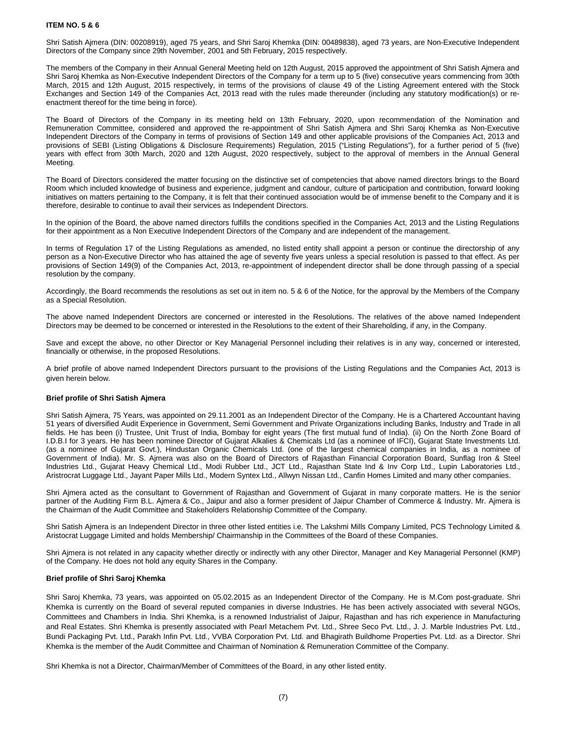**ITEM NO. 5 & 6**

Shri Satish Ajmera (DIN: 00208919), aged 75 years, and Shri Saroj Khemka (DIN: 00489838), aged 73 years, are Non-Executive Independent Directors of the Company since 29th November, 2001 and 5th February, 2015 respectively.

The members of the Company in their Annual General Meeting held on 12th August, 2015 approved the appointment of Shri Satish Ajmera and Shri Saroj Khemka as Non-Executive Independent Directors of the Company for a term up to 5 (five) consecutive years commencing from 30th March, 2015 and 12th August, 2015 respectively, in terms of the provisions of clause 49 of the Listing Agreement entered with the Stock Exchanges and Section 149 of the Companies Act, 2013 read with the rules made thereunder (including any statutory modification(s) or re-enactment thereof for the time being in force).

The Board of Directors of the Company in its meeting held on 13th February, 2020, upon recommendation of the Nomination and Remuneration Committee, considered and approved the re-appointment of Shri Satish Ajmera and Shri Saroj Khemka as Non-Executive Independent Directors of the Company in terms of provisions of Section 149 and other applicable provisions of the Companies Act, 2013 and provisions of SEBI (Listing Obligations & Disclosure Requirements) Regulation, 2015 ("Listing Regulations"), for a further period of 5 (five) years with effect from 30th March, 2020 and 12th August, 2020 respectively, subject to the approval of members in the Annual General Meeting.

The Board of Directors considered the matter focusing on the distinctive set of competencies that above named directors brings to the Board Room which included knowledge of business and experience, judgment and candour, culture of participation and contribution, forward looking initiatives on matters pertaining to the Company, it is felt that their continued association would be of immense benefit to the Company and it is therefore, desirable to continue to avail their services as Independent Directors.

In the opinion of the Board, the above named directors fulfills the conditions specified in the Companies Act, 2013 and the Listing Regulations for their appointment as a Non Executive Independent Directors of the Company and are independent of the management.

In terms of Regulation 17 of the Listing Regulations as amended, no listed entity shall appoint a person or continue the directorship of any person as a Non-Executive Director who has attained the age of seventy five years unless a special resolution is passed to that effect. As per provisions of Section 149(9) of the Companies Act, 2013, re-appointment of independent director shall be done through passing of a special resolution by the company.

Accordingly, the Board recommends the resolutions as set out in item no. 5 & 6 of the Notice, for the approval by the Members of the Company as a Special Resolution.

The above named Independent Directors are concerned or interested in the Resolutions. The relatives of the above named Independent Directors may be deemed to be concerned or interested in the Resolutions to the extent of their Shareholding, if any, in the Company.

Save and except the above, no other Director or Key Managerial Personnel including their relatives is in any way, concerned or interested, financially or otherwise, in the proposed Resolutions.

A brief profile of above named Independent Directors pursuant to the provisions of the Listing Regulations and the Companies Act, 2013 is given herein below.

**Brief profile of Shri Satish Ajmera**

Shri Satish Ajmera, 75 Years, was appointed on 29.11.2001 as an Independent Director of the Company. He is a Chartered Accountant having 51 years of diversified Audit Experience in Government, Semi Government and Private Organizations including Banks, Industry and Trade in all fields. He has been (i) Trustee, Unit Trust of India, Bombay for eight years (The first mutual fund of India). (ii) On the North Zone Board of I.D.B.I for 3 years. He has been nominee Director of Gujarat Alkalies & Chemicals Ltd (as a nominee of IFCI), Gujarat State Investments Ltd. (as a nominee of Gujarat Govt.), Hindustan Organic Chemicals Ltd. (one of the largest chemical companies in India, as a nominee of Government of India). Mr. S. Ajmera was also on the Board of Directors of Rajasthan Financial Corporation Board, Sunflag Iron & Steel Industries Ltd., Gujarat Heavy Chemical Ltd., Modi Rubber Ltd., JCT Ltd., Rajasthan State Ind & Inv Corp Ltd., Lupin Laboratories Ltd., Aristrocrat Luggage Ltd., Jayant Paper Mills Ltd., Modern Syntex Ltd., Allwyn Nissan Ltd., Canfin Homes Limited and many other companies.

Shri Ajmera acted as the consultant to Government of Rajasthan and Government of Gujarat in many corporate matters. He is the senior partner of the Auditing Firm B.L. Ajmera & Co., Jaipur and also a former president of Jaipur Chamber of Commerce & Industry. Mr. Ajmera is the Chairman of the Audit Committee and Stakeholders Relationship Committee of the Company.

Shri Satish Ajmera is an Independent Director in three other listed entities i.e. The Lakshmi Mills Company Limited, PCS Technology Limited & Aristocrat Luggage Limited and holds Membership/ Chairmanship in the Committees of the Board of these Companies.

Shri Ajmera is not related in any capacity whether directly or indirectly with any other Director, Manager and Key Managerial Personnel (KMP) of the Company. He does not hold any equity Shares in the Company.

**Brief profile of Shri Saroj Khemka**

Shri Saroj Khemka, 73 years, was appointed on 05.02.2015 as an Independent Director of the Company. He is M.Com post-graduate. Shri Khemka is currently on the Board of several reputed companies in diverse Industries. He has been actively associated with several NGOs, Committees and Chambers in India. Shri Khemka, is a renowned Industrialist of Jaipur, Rajasthan and has rich experience in Manufacturing and Real Estates. Shri Khemka is presently associated with Pearl Metachem Pvt. Ltd., Shree Seco Pvt. Ltd., J. J. Marble Industries Pvt. Ltd., Bundi Packaging Pvt. Ltd., Parakh Infin Pvt. Ltd., VVBA Corporation Pvt. Ltd. and Bhagirath Buildhome Properties Pvt. Ltd. as a Director. Shri Khemka is the member of the Audit Committee and Chairman of Nomination & Remuneration Committee of the Company.

Shri Khemka is not a Director, Chairman/Member of Committees of the Board, in any other listed entity.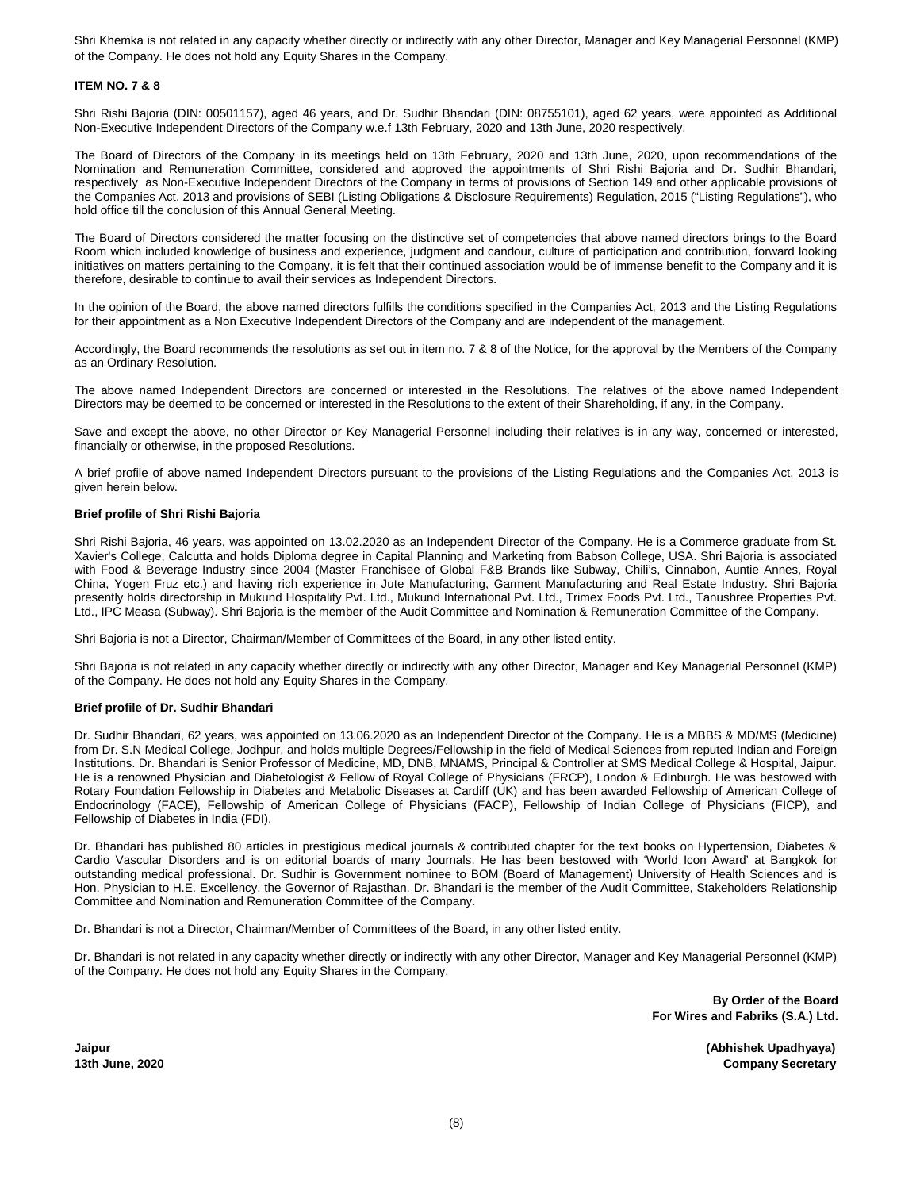Shri Khemka is not related in any capacity whether directly or indirectly with any other Director, Manager and Key Managerial Personnel (KMP) of the Company. He does not hold any Equity Shares in the Company.

**ITEM NO. 7 & 8**

Shri Rishi Bajoria (DIN: 00501157), aged 46 years, and Dr. Sudhir Bhandari (DIN: 08755101), aged 62 years, were appointed as Additional Non-Executive Independent Directors of the Company w.e.f 13th February, 2020 and 13th June, 2020 respectively.

The Board of Directors of the Company in its meetings held on 13th February, 2020 and 13th June, 2020, upon recommendations of the Nomination and Remuneration Committee, considered and approved the appointments of Shri Rishi Bajoria and Dr. Sudhir Bhandari, respectively as Non-Executive Independent Directors of the Company in terms of provisions of Section 149 and other applicable provisions of the Companies Act, 2013 and provisions of SEBI (Listing Obligations & Disclosure Requirements) Regulation, 2015 ("Listing Regulations"), who hold office till the conclusion of this Annual General Meeting.

The Board of Directors considered the matter focusing on the distinctive set of competencies that above named directors brings to the Board Room which included knowledge of business and experience, judgment and candour, culture of participation and contribution, forward looking initiatives on matters pertaining to the Company, it is felt that their continued association would be of immense benefit to the Company and it is therefore, desirable to continue to avail their services as Independent Directors.

In the opinion of the Board, the above named directors fulfills the conditions specified in the Companies Act, 2013 and the Listing Regulations for their appointment as a Non Executive Independent Directors of the Company and are independent of the management.

Accordingly, the Board recommends the resolutions as set out in item no. 7 & 8 of the Notice, for the approval by the Members of the Company as an Ordinary Resolution.

The above named Independent Directors are concerned or interested in the Resolutions. The relatives of the above named Independent Directors may be deemed to be concerned or interested in the Resolutions to the extent of their Shareholding, if any, in the Company.

Save and except the above, no other Director or Key Managerial Personnel including their relatives is in any way, concerned or interested, financially or otherwise, in the proposed Resolutions.

A brief profile of above named Independent Directors pursuant to the provisions of the Listing Regulations and the Companies Act, 2013 is given herein below.

**Brief profile of Shri Rishi Bajoria**

Shri Rishi Bajoria, 46 years, was appointed on 13.02.2020 as an Independent Director of the Company. He is a Commerce graduate from St. Xavier's College, Calcutta and holds Diploma degree in Capital Planning and Marketing from Babson College, USA. Shri Bajoria is associated with Food & Beverage Industry since 2004 (Master Franchisee of Global F&B Brands like Subway, Chili's, Cinnabon, Auntie Annes, Royal China, Yogen Fruz etc.) and having rich experience in Jute Manufacturing, Garment Manufacturing and Real Estate Industry. Shri Bajoria presently holds directorship in Mukund Hospitality Pvt. Ltd., Mukund International Pvt. Ltd., Trimex Foods Pvt. Ltd., Tanushree Properties Pvt. Ltd., IPC Measa (Subway). Shri Bajoria is the member of the Audit Committee and Nomination & Remuneration Committee of the Company.

Shri Bajoria is not a Director, Chairman/Member of Committees of the Board, in any other listed entity.

Shri Bajoria is not related in any capacity whether directly or indirectly with any other Director, Manager and Key Managerial Personnel (KMP) of the Company. He does not hold any Equity Shares in the Company.

**Brief profile of Dr. Sudhir Bhandari**

Dr. Sudhir Bhandari, 62 years, was appointed on 13.06.2020 as an Independent Director of the Company. He is a MBBS & MD/MS (Medicine) from Dr. S.N Medical College, Jodhpur, and holds multiple Degrees/Fellowship in the field of Medical Sciences from reputed Indian and Foreign Institutions. Dr. Bhandari is Senior Professor of Medicine, MD, DNB, MNAMS, Principal & Controller at SMS Medical College & Hospital, Jaipur. He is a renowned Physician and Diabetologist & Fellow of Royal College of Physicians (FRCP), London & Edinburgh. He was bestowed with Rotary Foundation Fellowship in Diabetes and Metabolic Diseases at Cardiff (UK) and has been awarded Fellowship of American College of Endocrinology (FACE), Fellowship of American College of Physicians (FACP), Fellowship of Indian College of Physicians (FICP), and Fellowship of Diabetes in India (FDI).

Dr. Bhandari has published 80 articles in prestigious medical journals & contributed chapter for the text books on Hypertension, Diabetes & Cardio Vascular Disorders and is on editorial boards of many Journals. He has been bestowed with 'World Icon Award' at Bangkok for outstanding medical professional. Dr. Sudhir is Government nominee to BOM (Board of Management) University of Health Sciences and is Hon. Physician to H.E. Excellency, the Governor of Rajasthan. Dr. Bhandari is the member of the Audit Committee, Stakeholders Relationship Committee and Nomination and Remuneration Committee of the Company.

Dr. Bhandari is not a Director, Chairman/Member of Committees of the Board, in any other listed entity.

Dr. Bhandari is not related in any capacity whether directly or indirectly with any other Director, Manager and Key Managerial Personnel (KMP) of the Company. He does not hold any Equity Shares in the Company.

**By Order of the Board**
**For Wires and Fabriks (S.A.) Ltd.**

**Jaipur**
**13th June, 2020**

**(Abhishek Upadhyaya)**
**Company Secretary**